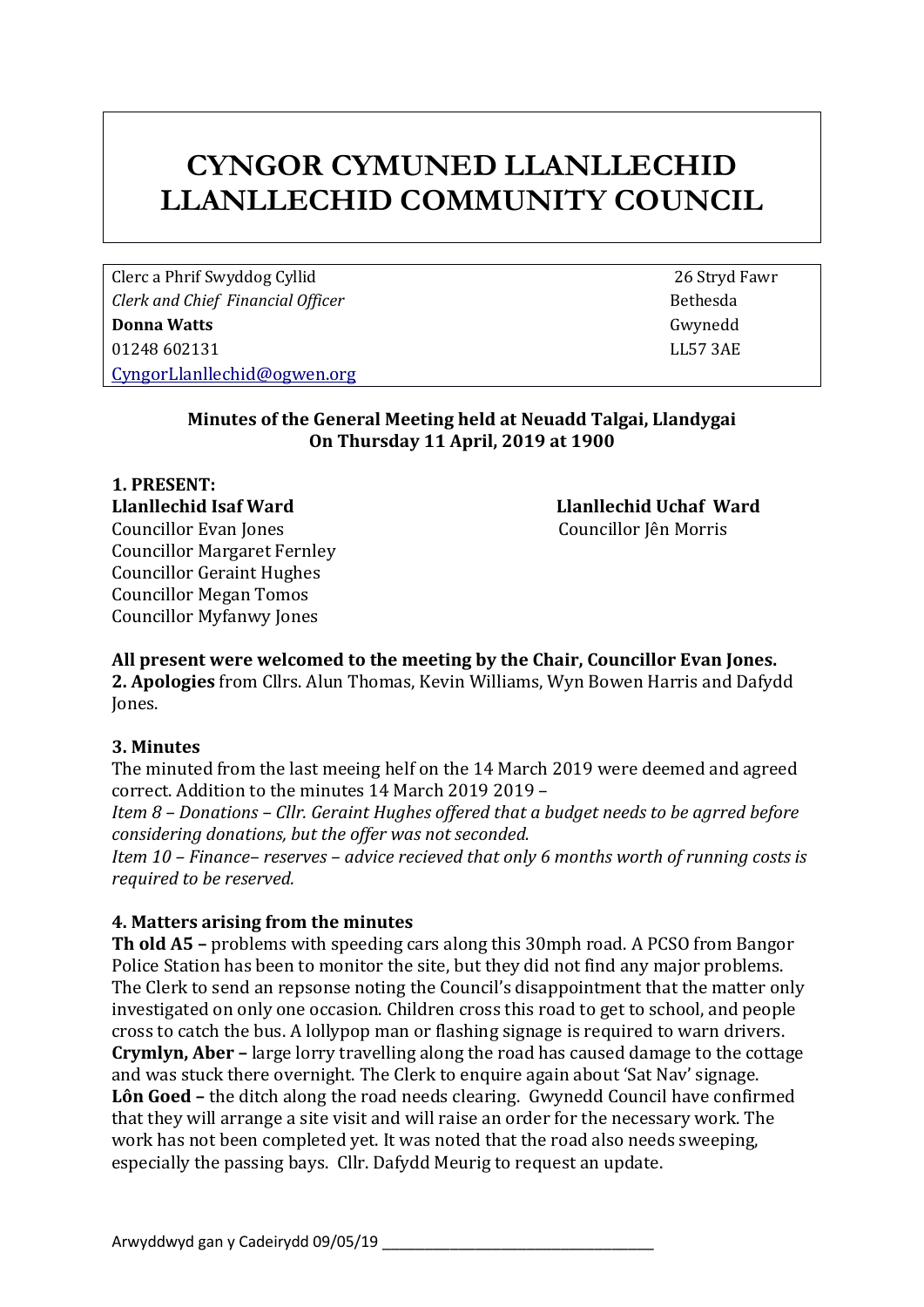# CYNGOR CYMUNED LLANLLECHID
# LLANLLECHID COMMUNITY COUNCIL

| | |
|---|---|
| Clerc a Phrif Swyddog Cyllid | 26 Stryd Fawr |
| *Clerk and Chief Financial Officer* | Bethesda |
| **Donna Watts** | Gwynedd |
| 01248 602131 | LL57 3AE |
| CyngorLlanllechid@ogwen.org | |

**Minutes of the General Meeting held at Neuadd Talgai, Llandygai**
**On Thursday 11 April, 2019 at 1900**

**1. PRESENT:**

**Llanllechid Isaf Ward**
Councillor Evan Jones
Councillor Margaret Fernley
Councillor Geraint Hughes
Councillor Megan Tomos
Councillor Myfanwy Jones

**Llanllechid Uchaf Ward**
Councillor Jên Morris

**All present were welcomed to the meeting by the Chair, Councillor Evan Jones.**

**2. Apologies** from Cllrs. Alun Thomas, Kevin Williams, Wyn Bowen Harris and Dafydd Jones.

**3. Minutes**

The minuted from the last meeing helf on the 14 March 2019 were deemed and agreed correct. Addition to the minutes 14 March 2019 2019 –

*Item 8 – Donations – Cllr. Geraint Hughes offered that a budget needs to be agrred before considering donations, but the offer was not seconded.*

*Item 10 – Finance– reserves – advice recieved that only 6 months worth of running costs is required to be reserved.*

**4. Matters arising from the minutes**

**Th old A5 –** problems with speeding cars along this 30mph road. A PCSO from Bangor Police Station has been to monitor the site, but they did not find any major problems. The Clerk to send an repsonse noting the Council's disappointment that the matter only investigated on only one occasion. Children cross this road to get to school, and people cross to catch the bus. A lollypop man or flashing signage is required to warn drivers.

**Crymlyn, Aber –** large lorry travelling along the road has caused damage to the cottage and was stuck there overnight. The Clerk to enquire again about 'Sat Nav' signage.

**Lôn Goed –** the ditch along the road needs clearing. Gwynedd Council have confirmed that they will arrange a site visit and will raise an order for the necessary work. The work has not been completed yet. It was noted that the road also needs sweeping, especially the passing bays. Cllr. Dafydd Meurig to request an update.

Arwyddwyd gan y Cadeirydd 09/05/19 ___________________________________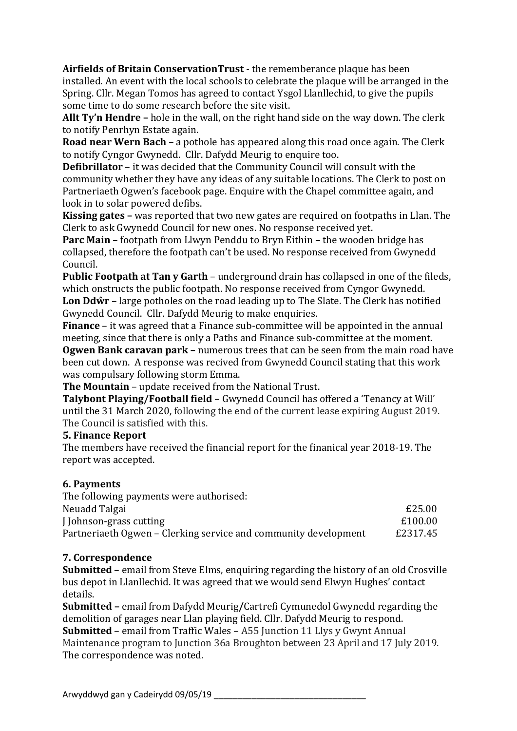**Airfields of Britain ConservationTrust** - the rememberance plaque has been installed. An event with the local schools to celebrate the plaque will be arranged in the Spring. Cllr. Megan Tomos has agreed to contact Ysgol Llanllechid, to give the pupils some time to do some research before the site visit.

**Allt Ty'n Hendre –** hole in the wall, on the right hand side on the way down. The clerk to notify Penrhyn Estate again.

**Road near Wern Bach** – a pothole has appeared along this road once again. The Clerk to notify Cyngor Gwynedd. Cllr. Dafydd Meurig to enquire too.

**Defibrillator** – it was decided that the Community Council will consult with the community whether they have any ideas of any suitable locations. The Clerk to post on Partneriaeth Ogwen's facebook page. Enquire with the Chapel committee again, and look in to solar powered defibs.

**Kissing gates –** was reported that two new gates are required on footpaths in Llan. The Clerk to ask Gwynedd Council for new ones. No response received yet.

**Parc Main** – footpath from Llwyn Penddu to Bryn Eithin – the wooden bridge has collapsed, therefore the footpath can't be used. No response received from Gwynedd Council.

**Public Footpath at Tan y Garth** – underground drain has collapsed in one of the fileds, which onstructs the public footpath. No response received from Cyngor Gwynedd.

**Lon Ddŵr** – large potholes on the road leading up to The Slate. The Clerk has notified Gwynedd Council. Cllr. Dafydd Meurig to make enquiries.

**Finance** – it was agreed that a Finance sub-committee will be appointed in the annual meeting, since that there is only a Paths and Finance sub-committee at the moment.

**Ogwen Bank caravan park –** numerous trees that can be seen from the main road have been cut down. A response was recived from Gwynedd Council stating that this work was compulsary following storm Emma.

**The Mountain** – update received from the National Trust.

**Talybont Playing/Football field** – Gwynedd Council has offered a 'Tenancy at Will' until the 31 March 2020, following the end of the current lease expiring August 2019. The Council is satisfied with this.

**5. Finance Report**

The members have received the financial report for the finanical year 2018-19. The report was accepted.

**6. Payments**

The following payments were authorised:

| | |
|---|---|
| Neuadd Talgai | £25.00 |
| J Johnson-grass cutting | £100.00 |
| Partneriaeth Ogwen – Clerking service and community development | £2317.45 |

**7. Correspondence**

**Submitted** – email from Steve Elms, enquiring regarding the history of an old Crosville bus depot in Llanllechid. It was agreed that we would send Elwyn Hughes' contact details.

**Submitted –** email from Dafydd Meurig/Cartrefi Cymunedol Gwynedd regarding the demolition of garages near Llan playing field. Cllr. Dafydd Meurig to respond.

**Submitted** – email from Traffic Wales – A55 Junction 11 Llys y Gwynt Annual Maintenance program to Junction 36a Broughton between 23 April and 17 July 2019. The correspondence was noted.

Arwyddwyd gan y Cadeirydd 09/05/19 ____________________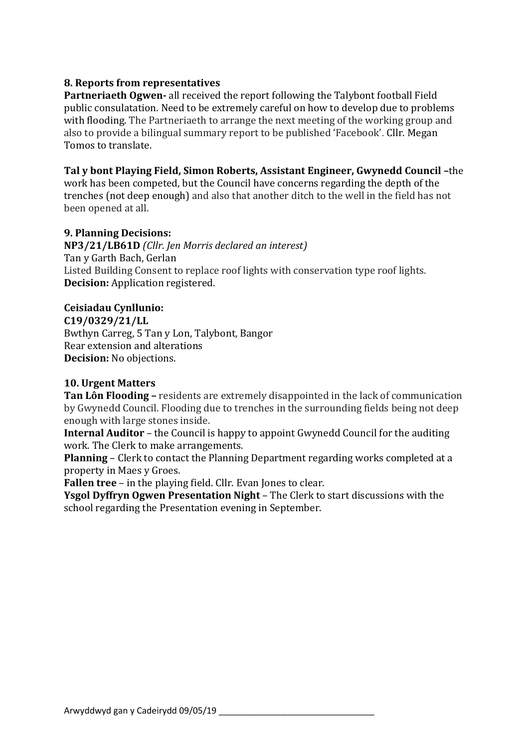**8. Reports from representatives**

**Partneriaeth Ogwen-** all received the report following the Talybont football Field public consulatation. Need to be extremely careful on how to develop due to problems with flooding. The Partneriaeth to arrange the next meeting of the working group and also to provide a bilingual summary report to be published 'Facebook'. Cllr. Megan Tomos to translate.

**Tal y bont Playing Field, Simon Roberts, Assistant Engineer, Gwynedd Council –**the work has been competed, but the Council have concerns regarding the depth of the trenches (not deep enough) and also that another ditch to the well in the field has not been opened at all.

**9. Planning Decisions:**

**NP3/21/LB61D** *(Cllr. Jen Morris declared an interest)*
Tan y Garth Bach, Gerlan
Listed Building Consent to replace roof lights with conservation type roof lights.
**Decision:** Application registered.

**Ceisiadau Cynllunio:**
**C19/0329/21/LL**
Bwthyn Carreg, 5 Tan y Lon, Talybont, Bangor
Rear extension and alterations
**Decision:** No objections.

**10. Urgent Matters**

**Tan Lôn Flooding –** residents are extremely disappointed in the lack of communication by Gwynedd Council. Flooding due to trenches in the surrounding fields being not deep enough with large stones inside.
**Internal Auditor** – the Council is happy to appoint Gwynedd Council for the auditing work. The Clerk to make arrangements.
**Planning** – Clerk to contact the Planning Department regarding works completed at a property in Maes y Groes.
**Fallen tree** – in the playing field. Cllr. Evan Jones to clear.
**Ysgol Dyffryn Ogwen Presentation Night** – The Clerk to start discussions with the school regarding the Presentation evening in September.

Arwyddwyd gan y Cadeirydd 09/05/19 ___________________________________